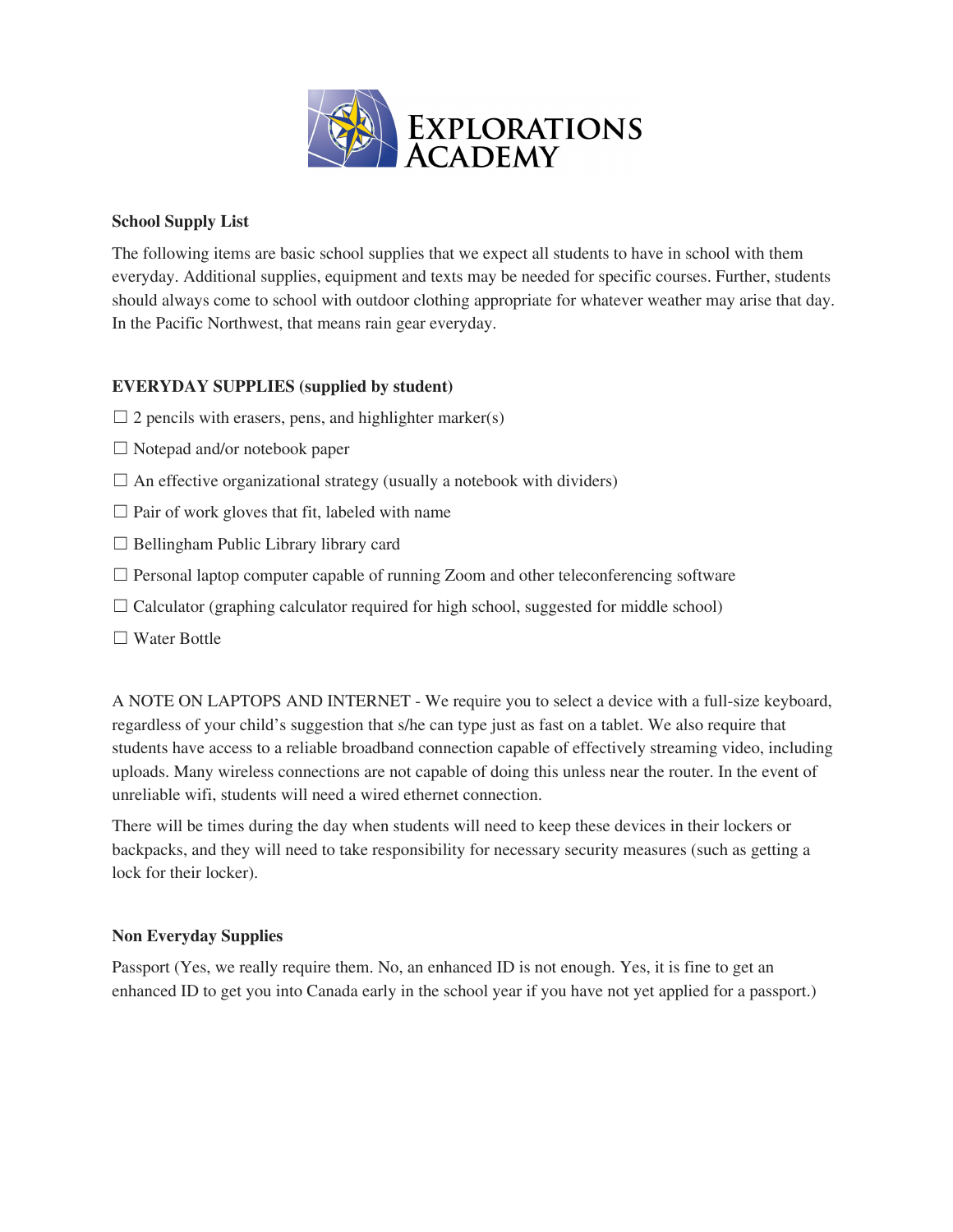# EXPLORATIONS ACADEMY

**School Supply List**

The following items are basic school supplies that we expect all students to have in school with them everyday. Additional supplies, equipment and texts may be needed for specific courses. Further, students should always come to school with outdoor clothing appropriate for whatever weather may arise that day. In the Pacific Northwest, that means rain gear everyday.

**EVERYDAY SUPPLIES (supplied by student)**

- ☐ 2 pencils with erasers, pens, and highlighter marker(s)
- ☐ Notepad and/or notebook paper
- ☐ An effective organizational strategy (usually a notebook with dividers)
- ☐ Pair of work gloves that fit, labeled with name
- ☐ Bellingham Public Library library card
- ☐ Personal laptop computer capable of running Zoom and other teleconferencing software
- ☐ Calculator (graphing calculator required for high school, suggested for middle school)
- ☐ Water Bottle

A NOTE ON LAPTOPS AND INTERNET - We require you to select a device with a full-size keyboard, regardless of your child's suggestion that s/he can type just as fast on a tablet. We also require that students have access to a reliable broadband connection capable of effectively streaming video, including uploads. Many wireless connections are not capable of doing this unless near the router. In the event of unreliable wifi, students will need a wired ethernet connection.

There will be times during the day when students will need to keep these devices in their lockers or backpacks, and they will need to take responsibility for necessary security measures (such as getting a lock for their locker).

**Non Everyday Supplies**

Passport (Yes, we really require them. No, an enhanced ID is not enough. Yes, it is fine to get an enhanced ID to get you into Canada early in the school year if you have not yet applied for a passport.)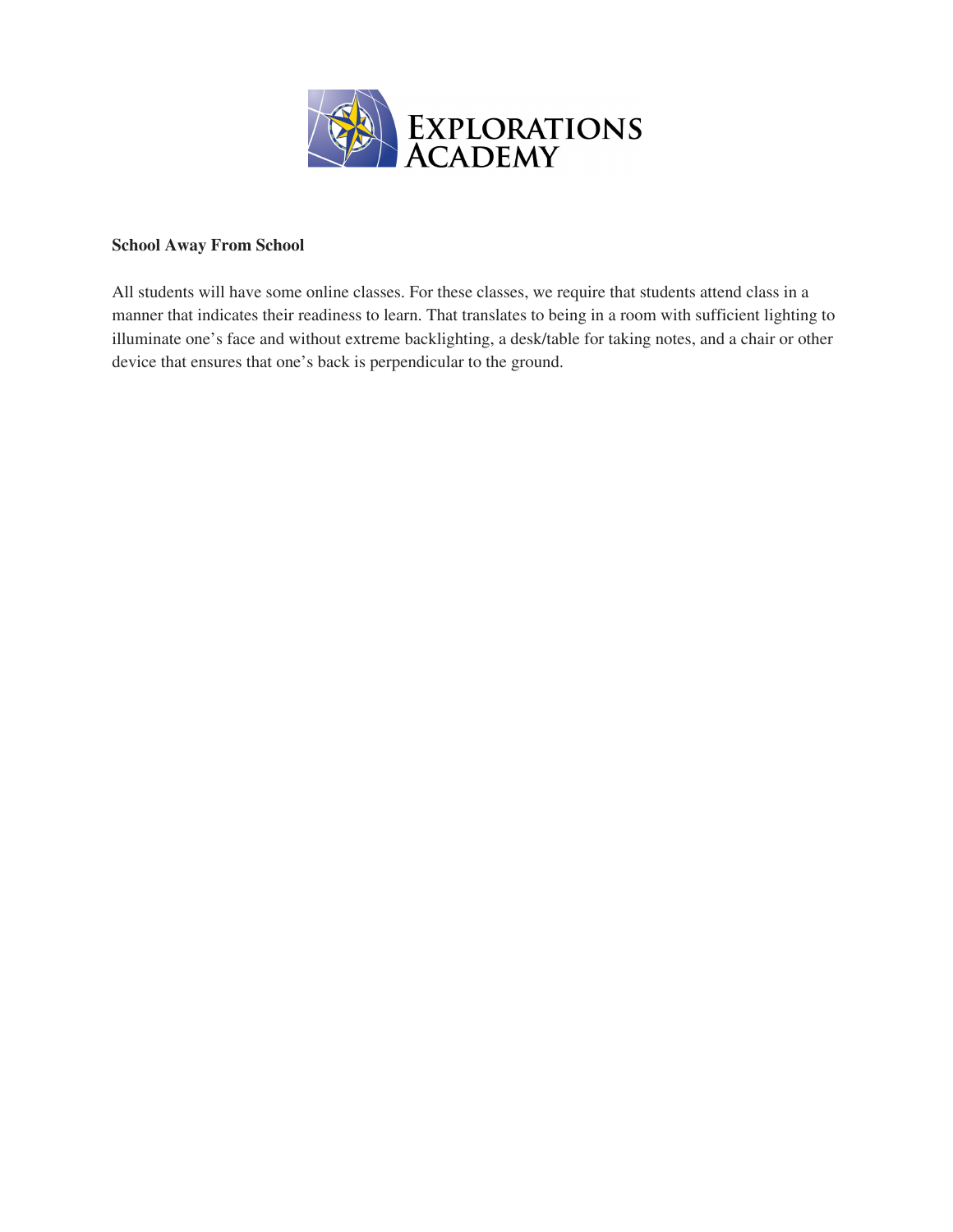**School Away From School**

All students will have some online classes. For these classes, we require that students attend class in a manner that indicates their readiness to learn. That translates to being in a room with sufficient lighting to illuminate one's face and without extreme backlighting, a desk/table for taking notes, and a chair or other device that ensures that one's back is perpendicular to the ground.